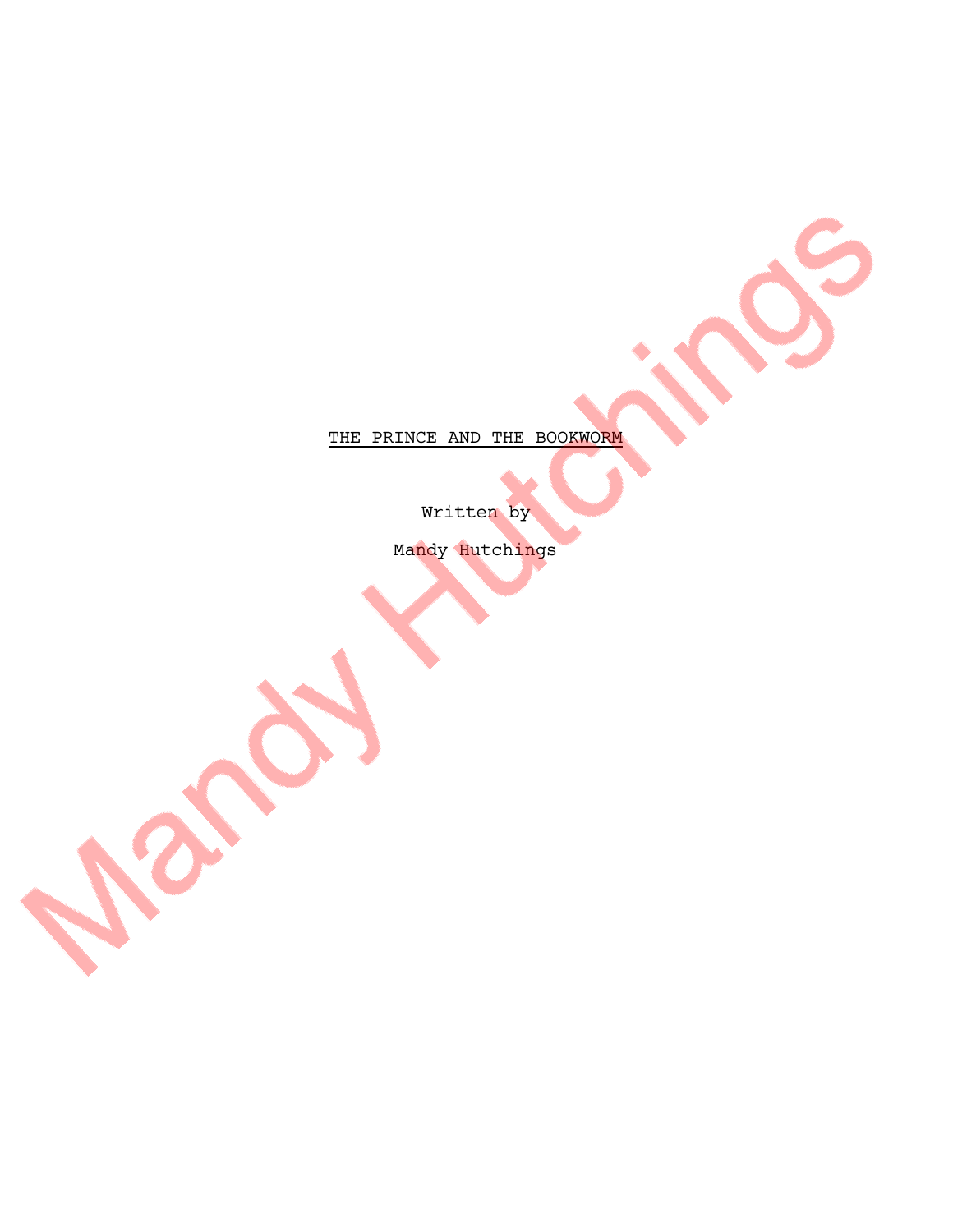THE PRINCE AND THE BOOKWORM

Written by

Mandy Hutchings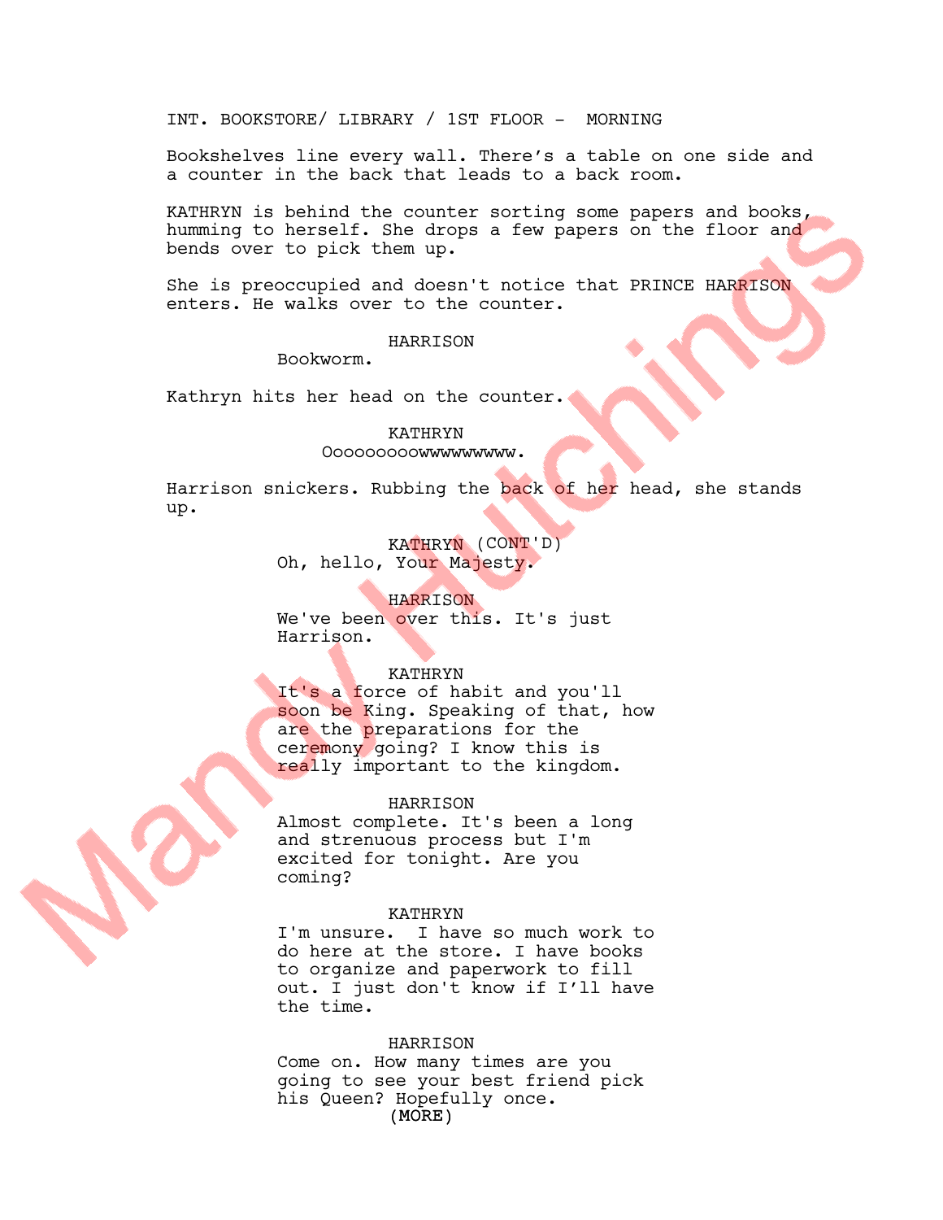INT. BOOKSTORE/ LIBRARY / 1ST FLOOR - MORNING

Bookshelves line every wall. There's a table on one side and a counter in the back that leads to a back room.

KATHRYN is behind the counter sorting some papers and books, humming to herself. She drops a few papers on the floor and bends over to pick them up.

She is preoccupied and doesn't notice that PRINCE HARRISON enters. He walks over to the counter.

HARRISON

Bookworm.

Kathryn hits her head on the counter.

KATHRYN

Oooooooooowwwwwwwww.

Harrison snickers. Rubbing the back of her head, she stands up.

KATHRYN (CONT'D)

Oh, hello, Your Majesty.

HARRISON

We've been over this. It's just Harrison.

KATHRYN

It's a force of habit and you'll soon be King. Speaking of that, how are the preparations for the ceremony going? I know this is really important to the kingdom.

HARRISON

Almost complete. It's been a long and strenuous process but I'm excited for tonight. Are you coming?

KATHRYN

I'm unsure. I have so much work to do here at the store. I have books to organize and paperwork to fill out. I just don't know if I'll have the time.

HARRISON

Come on. How many times are you going to see your best friend pick his Queen? Hopefully once.

(MORE)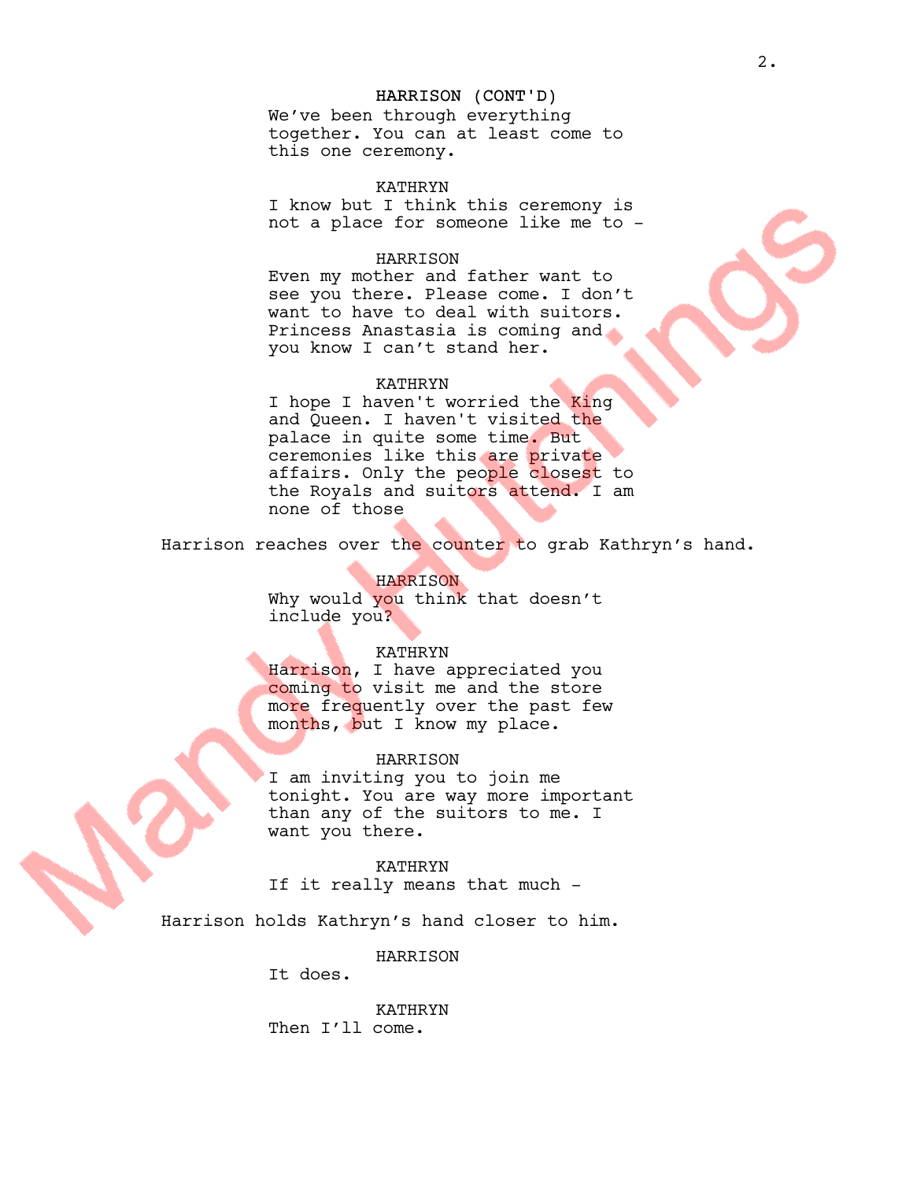HARRISON (CONT'D)
We've been through everything together. You can at least come to this one ceremony.

KATHRYN
I know but I think this ceremony is not a place for someone like me to -

HARRISON
Even my mother and father want to see you there. Please come. I don't want to have to deal with suitors. Princess Anastasia is coming and you know I can't stand her.

KATHRYN
I hope I haven't worried the King and Queen. I haven't visited the palace in quite some time. But ceremonies like this are private affairs. Only the people closest to the Royals and suitors attend. I am none of those

Harrison reaches over the counter to grab Kathryn's hand.

HARRISON
Why would you think that doesn't include you?

KATHRYN
Harrison, I have appreciated you coming to visit me and the store more frequently over the past few months, but I know my place.

HARRISON
I am inviting you to join me tonight. You are way more important than any of the suitors to me. I want you there.

KATHRYN
If it really means that much -

Harrison holds Kathryn's hand closer to him.

HARRISON
It does.

KATHRYN
Then I'll come.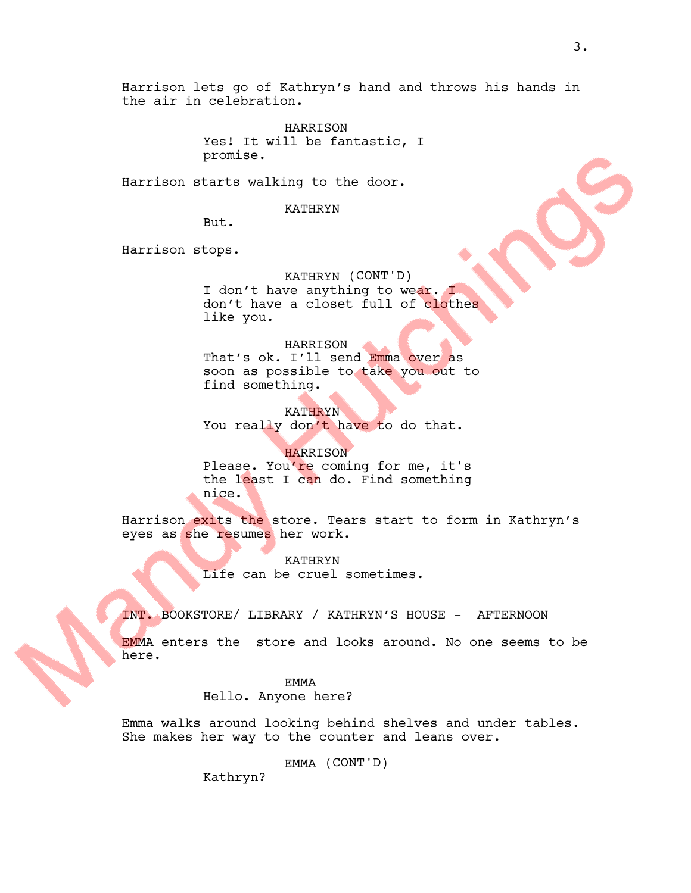Harrison lets go of Kathryn's hand and throws his hands in the air in celebration.

HARRISON
Yes! It will be fantastic, I promise.

Harrison starts walking to the door.

KATHRYN
But.

Harrison stops.

KATHRYN (CONT'D)
I don't have anything to wear. I don't have a closet full of clothes like you.

HARRISON
That's ok. I'll send Emma over as soon as possible to take you out to find something.

KATHRYN
You really don't have to do that.

HARRISON
Please. You're coming for me, it's the least I can do. Find something nice.

Harrison exits the store. Tears start to form in Kathryn's eyes as she resumes her work.

KATHRYN
Life can be cruel sometimes.

INT. BOOKSTORE/ LIBRARY / KATHRYN'S HOUSE - AFTERNOON

EMMA enters the store and looks around. No one seems to be here.

EMMA
Hello. Anyone here?

Emma walks around looking behind shelves and under tables. She makes her way to the counter and leans over.

EMMA (CONT'D)
Kathryn?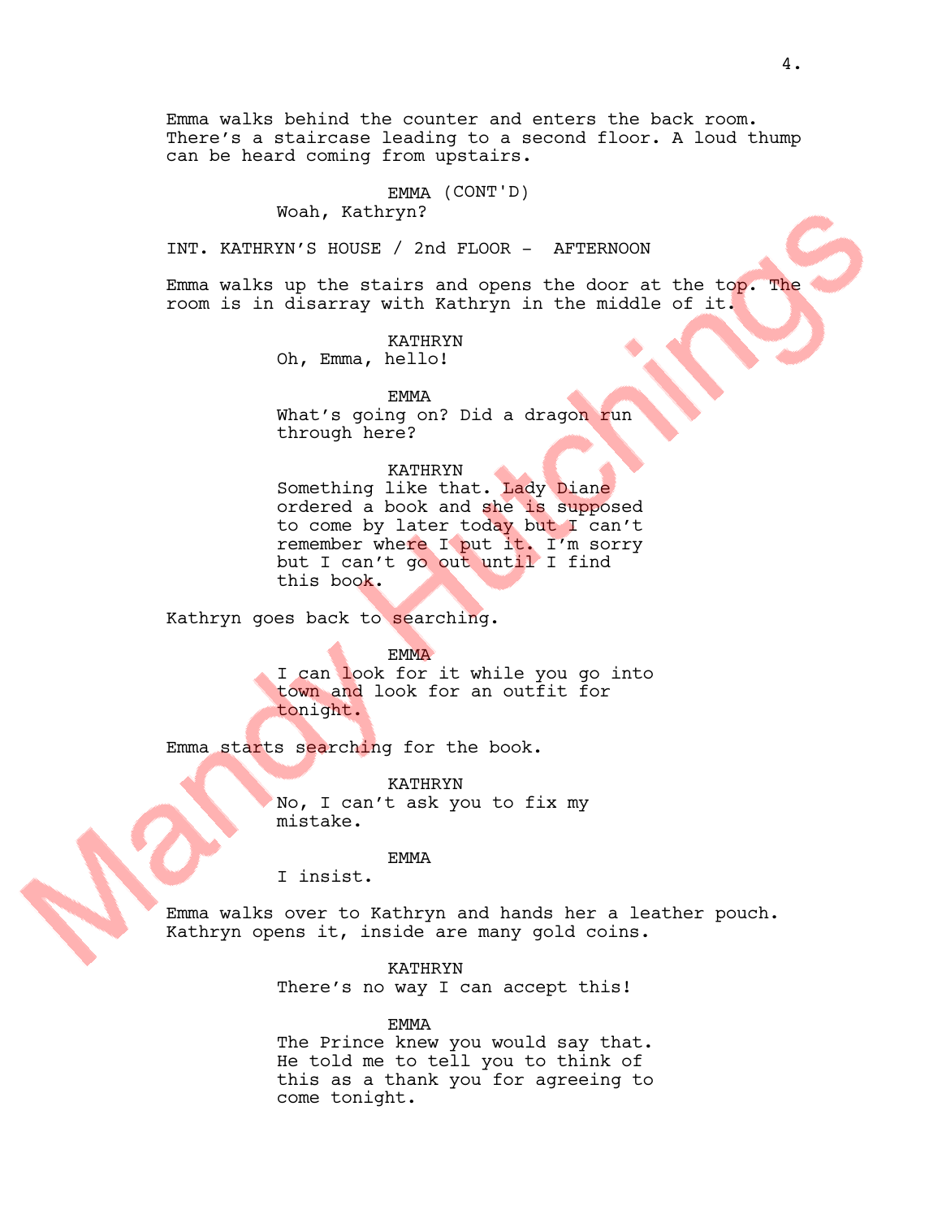Emma walks behind the counter and enters the back room. There's a staircase leading to a second floor. A loud thump can be heard coming from upstairs.

EMMA (CONT'D)
Woah, Kathryn?

INT. KATHRYN'S HOUSE / 2nd FLOOR - AFTERNOON

Emma walks up the stairs and opens the door at the top. The room is in disarray with Kathryn in the middle of it.

KATHRYN
Oh, Emma, hello!

EMMA
What's going on? Did a dragon run through here?

KATHRYN
Something like that. Lady Diane ordered a book and she is supposed to come by later today but I can't remember where I put it. I'm sorry but I can't go out until I find this book.

Kathryn goes back to searching.

EMMA
I can look for it while you go into town and look for an outfit for tonight.

Emma starts searching for the book.

KATHRYN
No, I can't ask you to fix my mistake.

EMMA
I insist.

Emma walks over to Kathryn and hands her a leather pouch. Kathryn opens it, inside are many gold coins.

KATHRYN
There's no way I can accept this!

EMMA
The Prince knew you would say that. He told me to tell you to think of this as a thank you for agreeing to come tonight.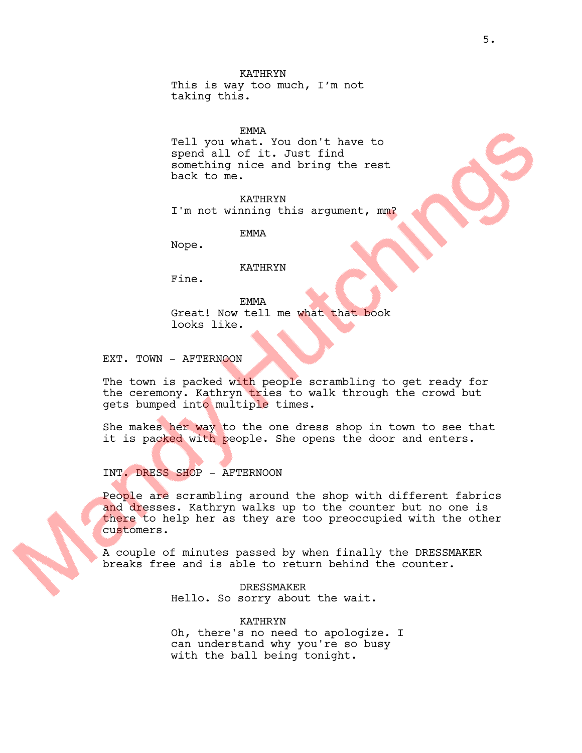KATHRYN
This is way too much, I'm not taking this.

EMMA
Tell you what. You don't have to spend all of it. Just find something nice and bring the rest back to me.

KATHRYN
I'm not winning this argument, mm?

EMMA
Nope.

KATHRYN
Fine.

EMMA
Great! Now tell me what that book looks like.

EXT. TOWN - AFTERNOON

The town is packed with people scrambling to get ready for the ceremony. Kathryn tries to walk through the crowd but gets bumped into multiple times.

She makes her way to the one dress shop in town to see that it is packed with people. She opens the door and enters.

INT. DRESS SHOP - AFTERNOON

People are scrambling around the shop with different fabrics and dresses. Kathryn walks up to the counter but no one is there to help her as they are too preoccupied with the other customers.

A couple of minutes passed by when finally the DRESSMAKER breaks free and is able to return behind the counter.

DRESSMAKER
Hello. So sorry about the wait.

KATHRYN
Oh, there's no need to apologize. I can understand why you're so busy with the ball being tonight.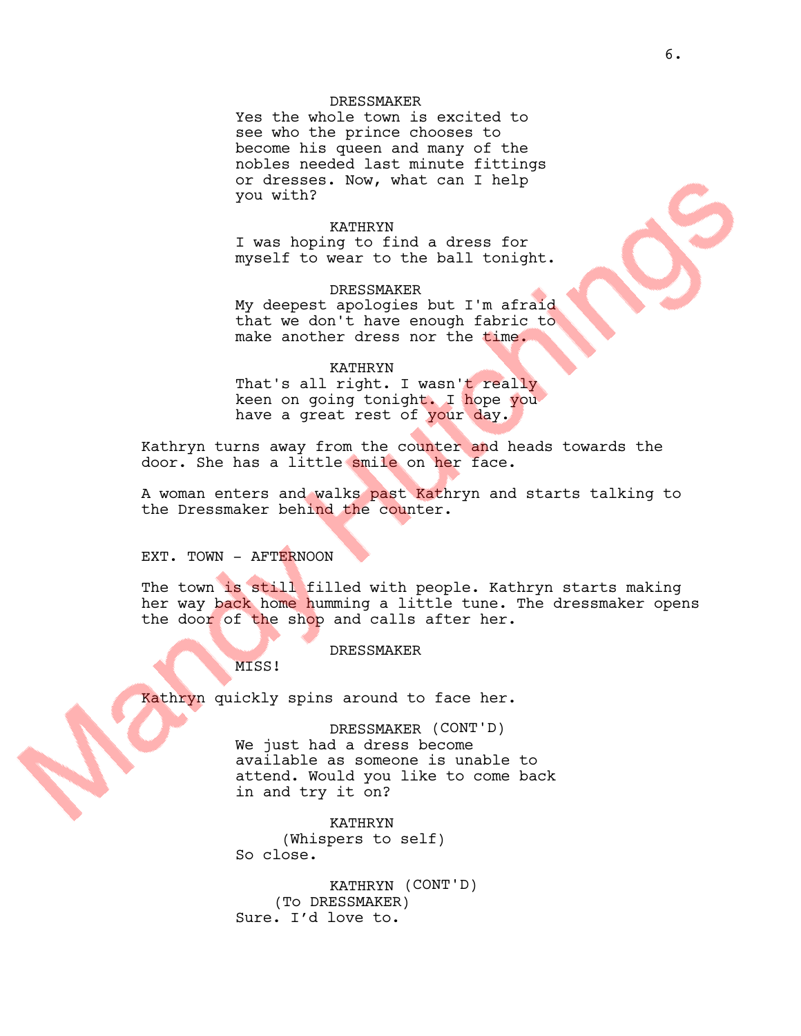DRESSMAKER
Yes the whole town is excited to see who the prince chooses to become his queen and many of the nobles needed last minute fittings or dresses. Now, what can I help you with?

KATHRYN
I was hoping to find a dress for myself to wear to the ball tonight.

DRESSMAKER
My deepest apologies but I'm afraid that we don't have enough fabric to make another dress nor the time.

KATHRYN
That's all right. I wasn't really keen on going tonight. I hope you have a great rest of your day.

Kathryn turns away from the counter and heads towards the door. She has a little smile on her face.

A woman enters and walks past Kathryn and starts talking to the Dressmaker behind the counter.

EXT. TOWN - AFTERNOON

The town is still filled with people. Kathryn starts making her way back home humming a little tune. The dressmaker opens the door of the shop and calls after her.

DRESSMAKER
MISS!

Kathryn quickly spins around to face her.

DRESSMAKER (CONT'D)
We just had a dress become available as someone is unable to attend. Would you like to come back in and try it on?

KATHRYN
(Whispers to self)
So close.

KATHRYN (CONT'D)
(To DRESSMAKER)
Sure. I'd love to.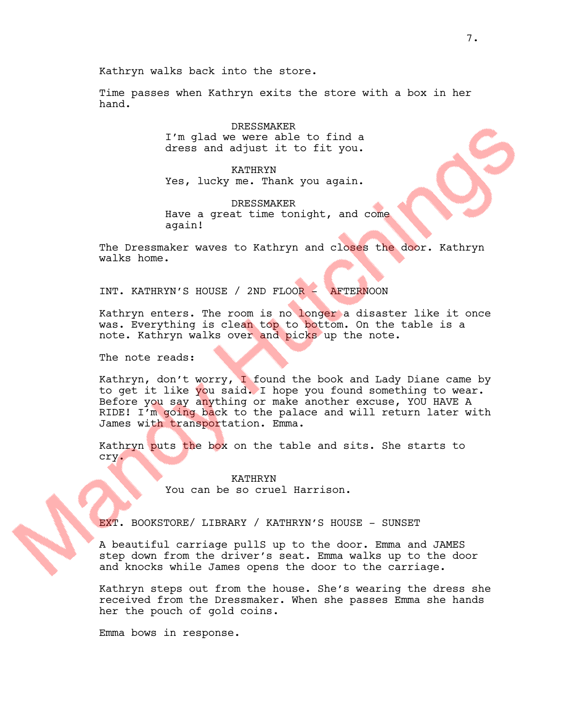Kathryn walks back into the store.

Time passes when Kathryn exits the store with a box in her hand.

DRESSMAKER
I'm glad we were able to find a dress and adjust it to fit you.

KATHRYN
Yes, lucky me. Thank you again.

DRESSMAKER
Have a great time tonight, and come again!

The Dressmaker waves to Kathryn and closes the door. Kathryn walks home.

INT. KATHRYN'S HOUSE / 2ND FLOOR - AFTERNOON

Kathryn enters. The room is no longer a disaster like it once was. Everything is clean top to bottom. On the table is a note. Kathryn walks over and picks up the note.

The note reads:

Kathryn, don't worry, I found the book and Lady Diane came by to get it like you said. I hope you found something to wear. Before you say anything or make another excuse, YOU HAVE A RIDE! I'm going back to the palace and will return later with James with transportation. Emma.

Kathryn puts the box on the table and sits. She starts to cry.

KATHRYN
You can be so cruel Harrison.

EXT. BOOKSTORE/ LIBRARY / KATHRYN'S HOUSE - SUNSET

A beautiful carriage pullS up to the door. Emma and JAMES step down from the driver's seat. Emma walks up to the door and knocks while James opens the door to the carriage.

Kathryn steps out from the house. She's wearing the dress she received from the Dressmaker. When she passes Emma she hands her the pouch of gold coins.

Emma bows in response.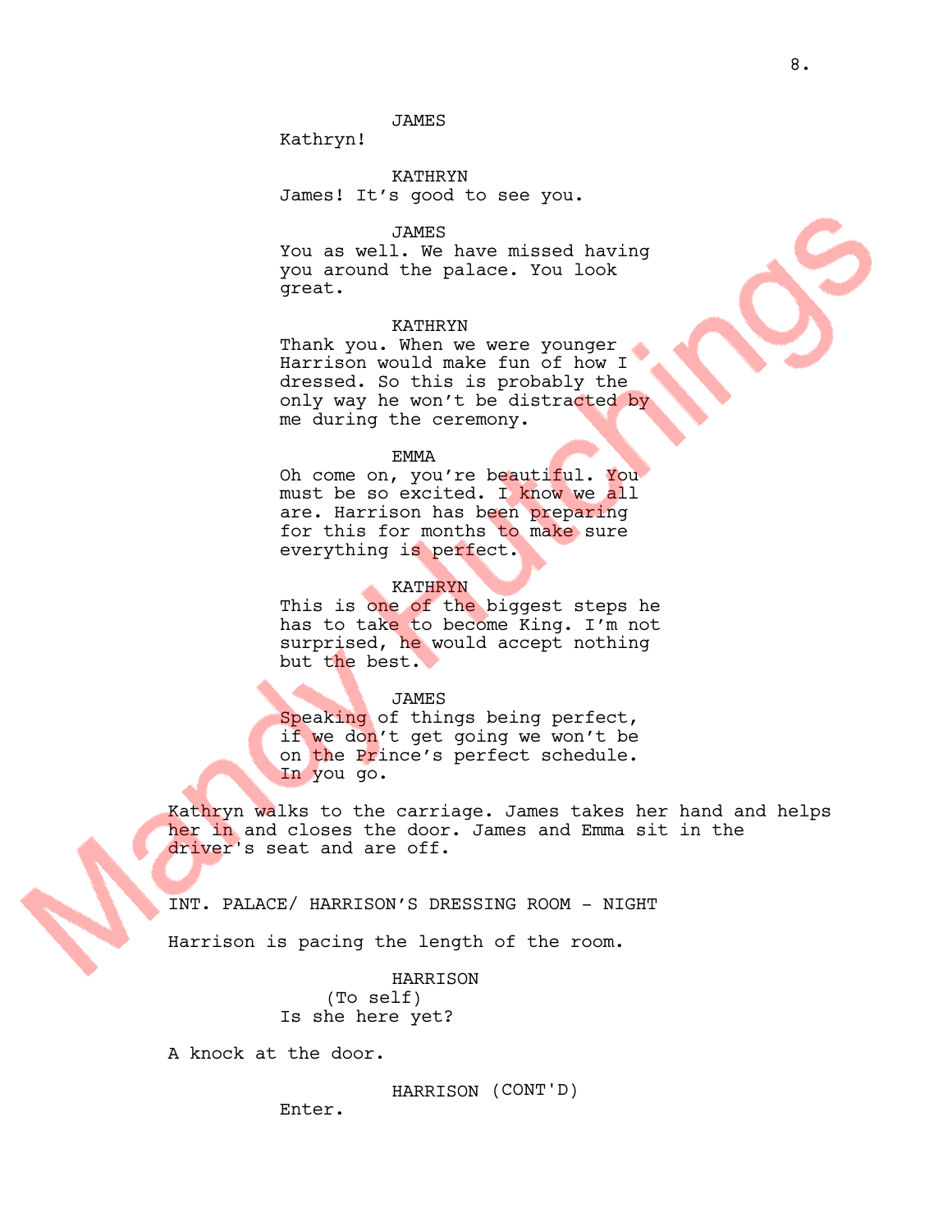JAMES
Kathryn!

KATHRYN
James! It's good to see you.

JAMES
You as well. We have missed having you around the palace. You look great.

KATHRYN
Thank you. When we were younger Harrison would make fun of how I dressed. So this is probably the only way he won't be distracted by me during the ceremony.

EMMA
Oh come on, you're beautiful. You must be so excited. I know we all are. Harrison has been preparing for this for months to make sure everything is perfect.

KATHRYN
This is one of the biggest steps he has to take to become King. I'm not surprised, he would accept nothing but the best.

JAMES
Speaking of things being perfect, if we don't get going we won't be on the Prince's perfect schedule. In you go.

Kathryn walks to the carriage. James takes her hand and helps her in and closes the door. James and Emma sit in the driver's seat and are off.

INT. PALACE/ HARRISON'S DRESSING ROOM - NIGHT

Harrison is pacing the length of the room.

HARRISON
(To self)
Is she here yet?

A knock at the door.

HARRISON (CONT'D)
Enter.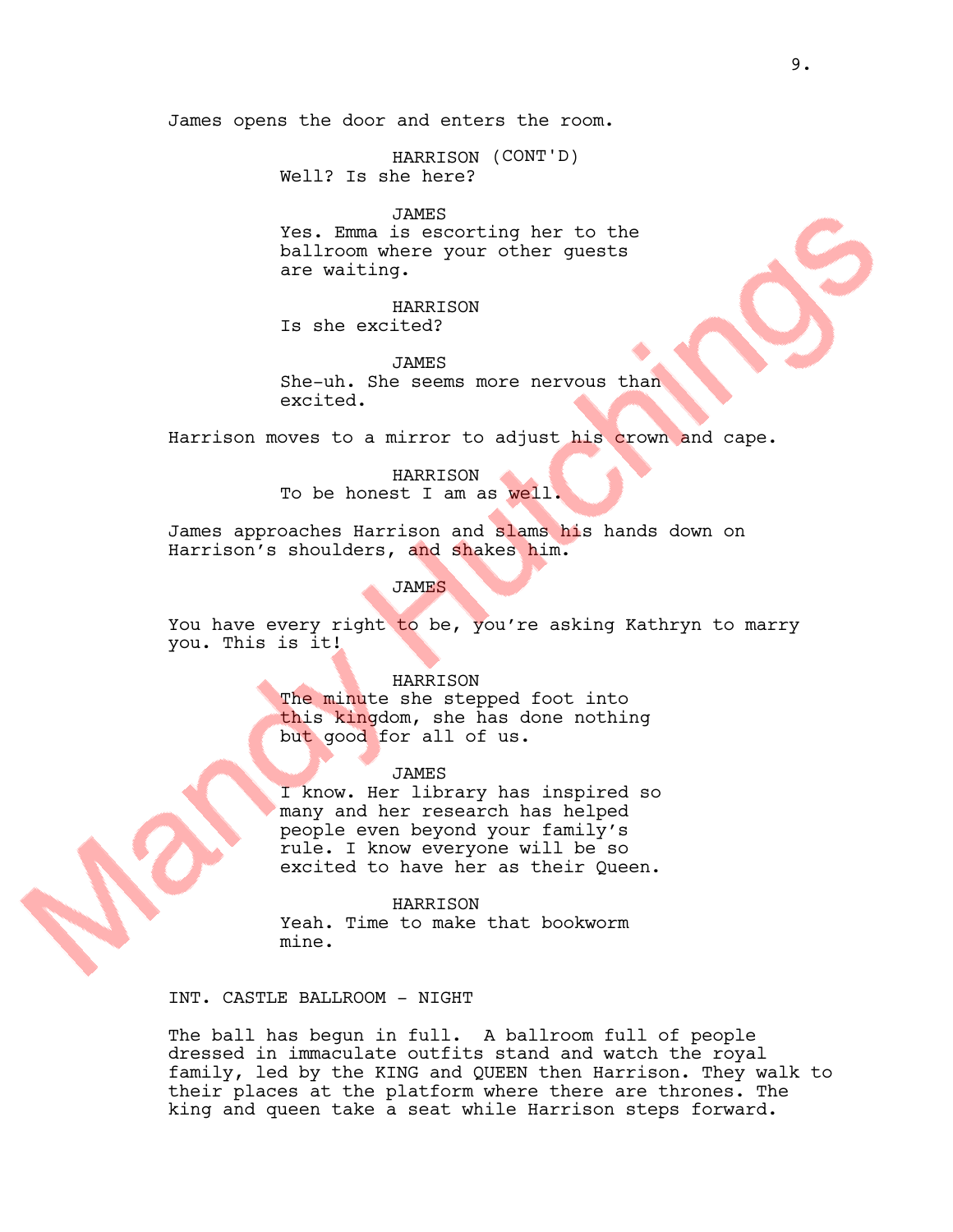James opens the door and enters the room.

HARRISON (CONT'D)
Well? Is she here?

JAMES
Yes. Emma is escorting her to the ballroom where your other guests are waiting.

HARRISON
Is she excited?

JAMES
She-uh. She seems more nervous than excited.

Harrison moves to a mirror to adjust his crown and cape.

HARRISON
To be honest I am as well.

James approaches Harrison and slams his hands down on Harrison's shoulders, and shakes him.

JAMES

You have every right to be, you're asking Kathryn to marry you. This is it!

HARRISON
The minute she stepped foot into this kingdom, she has done nothing but good for all of us.

JAMES
I know. Her library has inspired so many and her research has helped people even beyond your family's rule. I know everyone will be so excited to have her as their Queen.

HARRISON
Yeah. Time to make that bookworm mine.

INT. CASTLE BALLROOM - NIGHT

The ball has begun in full. A ballroom full of people dressed in immaculate outfits stand and watch the royal family, led by the KING and QUEEN then Harrison. They walk to their places at the platform where there are thrones. The king and queen take a seat while Harrison steps forward.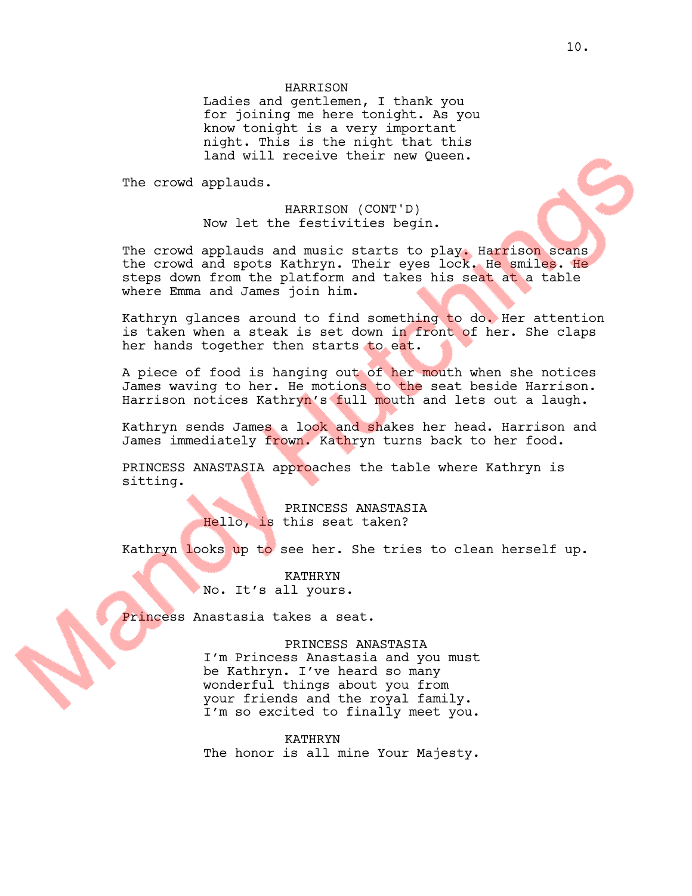HARRISON
Ladies and gentlemen, I thank you for joining me here tonight. As you know tonight is a very important night. This is the night that this land will receive their new Queen.

The crowd applauds.

HARRISON (CONT'D)
Now let the festivities begin.

The crowd applauds and music starts to play. Harrison scans the crowd and spots Kathryn. Their eyes lock. He smiles. He steps down from the platform and takes his seat at a table where Emma and James join him.

Kathryn glances around to find something to do. Her attention is taken when a steak is set down in front of her. She claps her hands together then starts to eat.

A piece of food is hanging out of her mouth when she notices James waving to her. He motions to the seat beside Harrison. Harrison notices Kathryn's full mouth and lets out a laugh.

Kathryn sends James a look and shakes her head. Harrison and James immediately frown. Kathryn turns back to her food.

PRINCESS ANASTASIA approaches the table where Kathryn is sitting.

PRINCESS ANASTASIA
Hello, is this seat taken?

Kathryn looks up to see her. She tries to clean herself up.

KATHRYN
No. It's all yours.

Princess Anastasia takes a seat.

PRINCESS ANASTASIA
I'm Princess Anastasia and you must be Kathryn. I've heard so many wonderful things about you from your friends and the royal family. I'm so excited to finally meet you.

KATHRYN
The honor is all mine Your Majesty.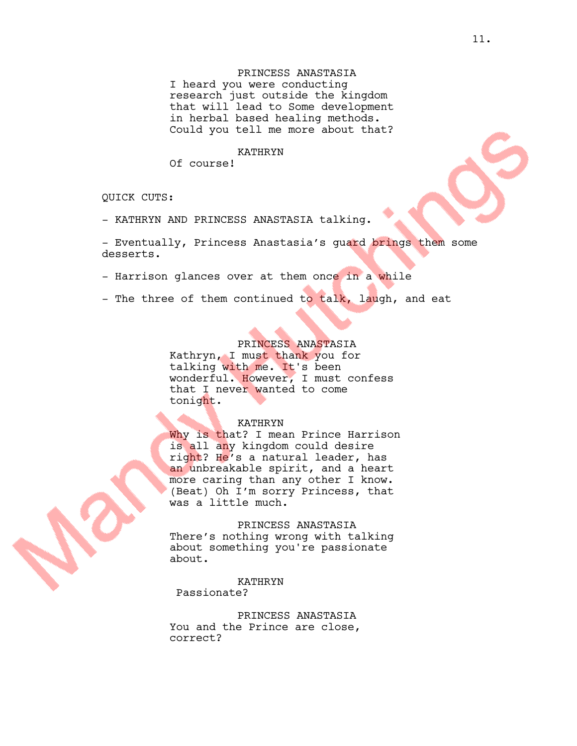PRINCESS ANASTASIA
I heard you were conducting research just outside the kingdom that will lead to Some development in herbal based healing methods. Could you tell me more about that?

KATHRYN
Of course!

QUICK CUTS:

- KATHRYN AND PRINCESS ANASTASIA talking.

- Eventually, Princess Anastasia's guard brings them some desserts.

- Harrison glances over at them once in a while

- The three of them continued to talk, laugh, and eat

PRINCESS ANASTASIA
Kathryn, I must thank you for talking with me. It's been wonderful. However, I must confess that I never wanted to come tonight.

KATHRYN
Why is that? I mean Prince Harrison is all any kingdom could desire right? He's a natural leader, has an unbreakable spirit, and a heart more caring than any other I know. (Beat) Oh I'm sorry Princess, that was a little much.

PRINCESS ANASTASIA
There's nothing wrong with talking about something you're passionate about.

KATHRYN
Passionate?

PRINCESS ANASTASIA
You and the Prince are close, correct?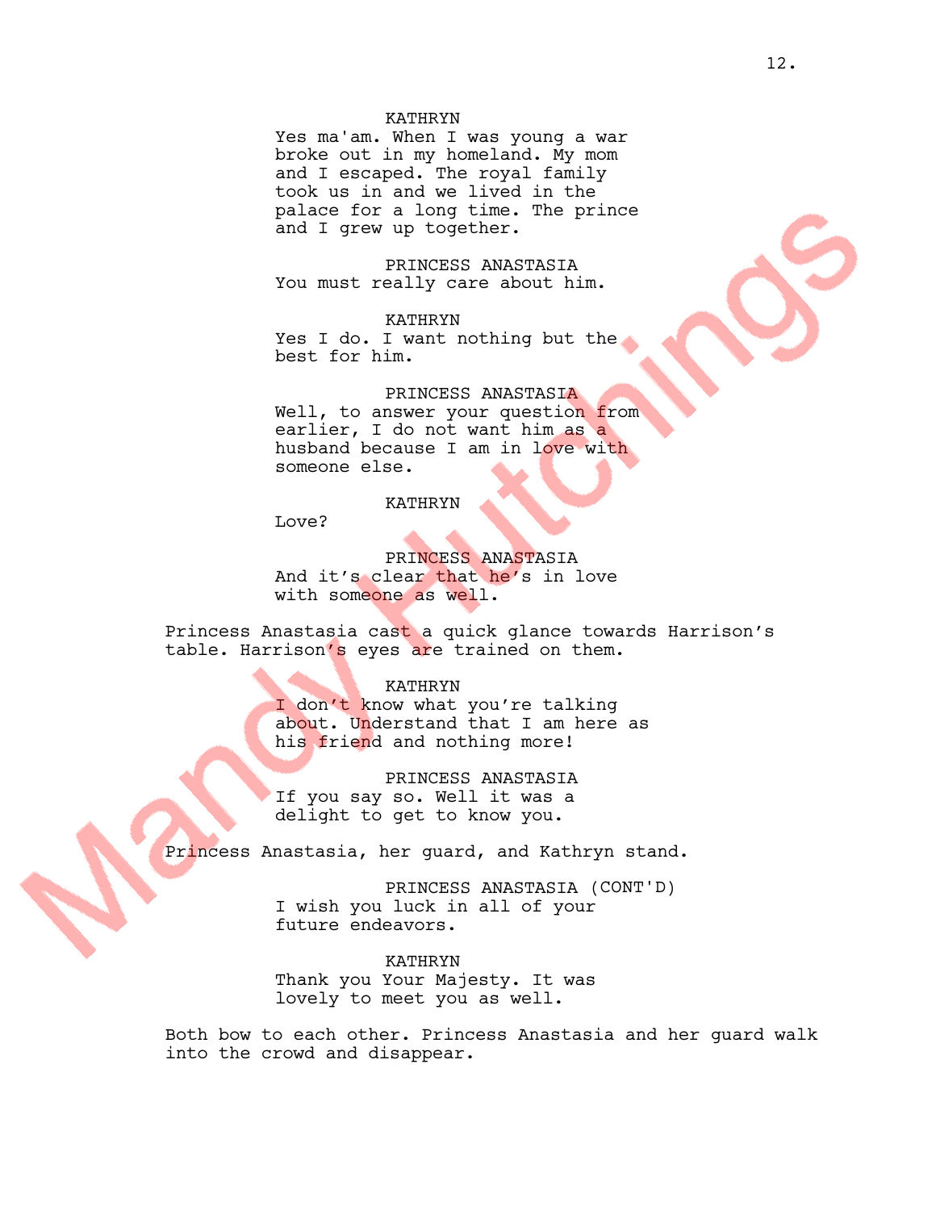KATHRYN
Yes ma'am. When I was young a war broke out in my homeland. My mom and I escaped. The royal family took us in and we lived in the palace for a long time. The prince and I grew up together.

PRINCESS ANASTASIA
You must really care about him.

KATHRYN
Yes I do. I want nothing but the best for him.

PRINCESS ANASTASIA
Well, to answer your question from earlier, I do not want him as a husband because I am in love with someone else.

KATHRYN
Love?

PRINCESS ANASTASIA
And it's clear that he's in love with someone as well.

Princess Anastasia cast a quick glance towards Harrison's table. Harrison's eyes are trained on them.

KATHRYN
I don't know what you're talking about. Understand that I am here as his friend and nothing more!

PRINCESS ANASTASIA
If you say so. Well it was a delight to get to know you.

Princess Anastasia, her guard, and Kathryn stand.

PRINCESS ANASTASIA (CONT'D)
I wish you luck in all of your future endeavors.

KATHRYN
Thank you Your Majesty. It was lovely to meet you as well.

Both bow to each other. Princess Anastasia and her guard walk into the crowd and disappear.

Mandy Hutchings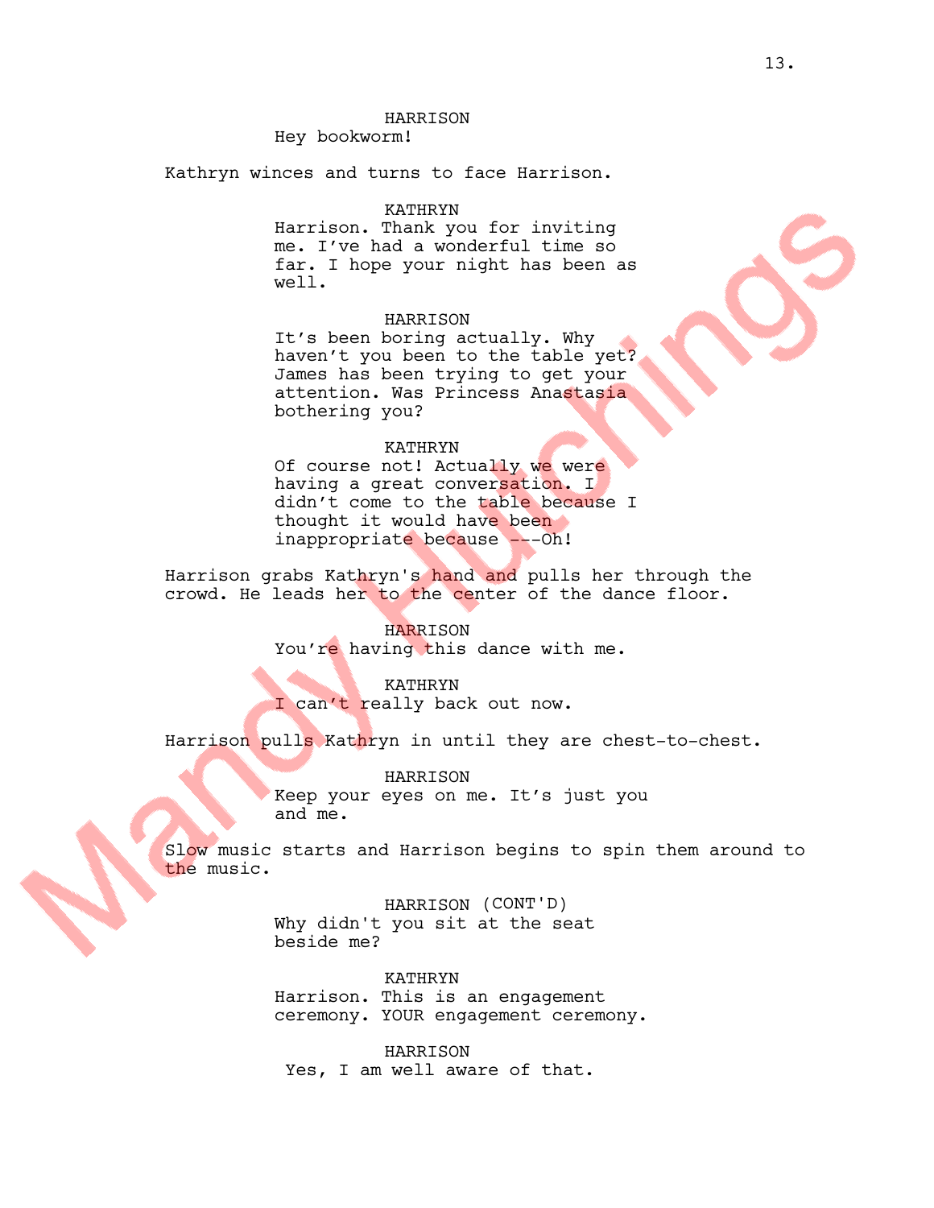HARRISON
Hey bookworm!

Kathryn winces and turns to face Harrison.

KATHRYN
Harrison. Thank you for inviting me. I've had a wonderful time so far. I hope your night has been as well.

HARRISON
It's been boring actually. Why haven't you been to the table yet? James has been trying to get your attention. Was Princess Anastasia bothering you?

KATHRYN
Of course not! Actually we were having a great conversation. I didn't come to the table because I thought it would have been inappropriate because ---Oh!

Harrison grabs Kathryn's hand and pulls her through the crowd. He leads her to the center of the dance floor.

HARRISON
You're having this dance with me.

KATHRYN
I can't really back out now.

Harrison pulls Kathryn in until they are chest-to-chest.

HARRISON
Keep your eyes on me. It's just you and me.

Slow music starts and Harrison begins to spin them around to the music.

HARRISON (CONT'D)
Why didn't you sit at the seat beside me?

KATHRYN
Harrison. This is an engagement ceremony. YOUR engagement ceremony.

HARRISON
Yes, I am well aware of that.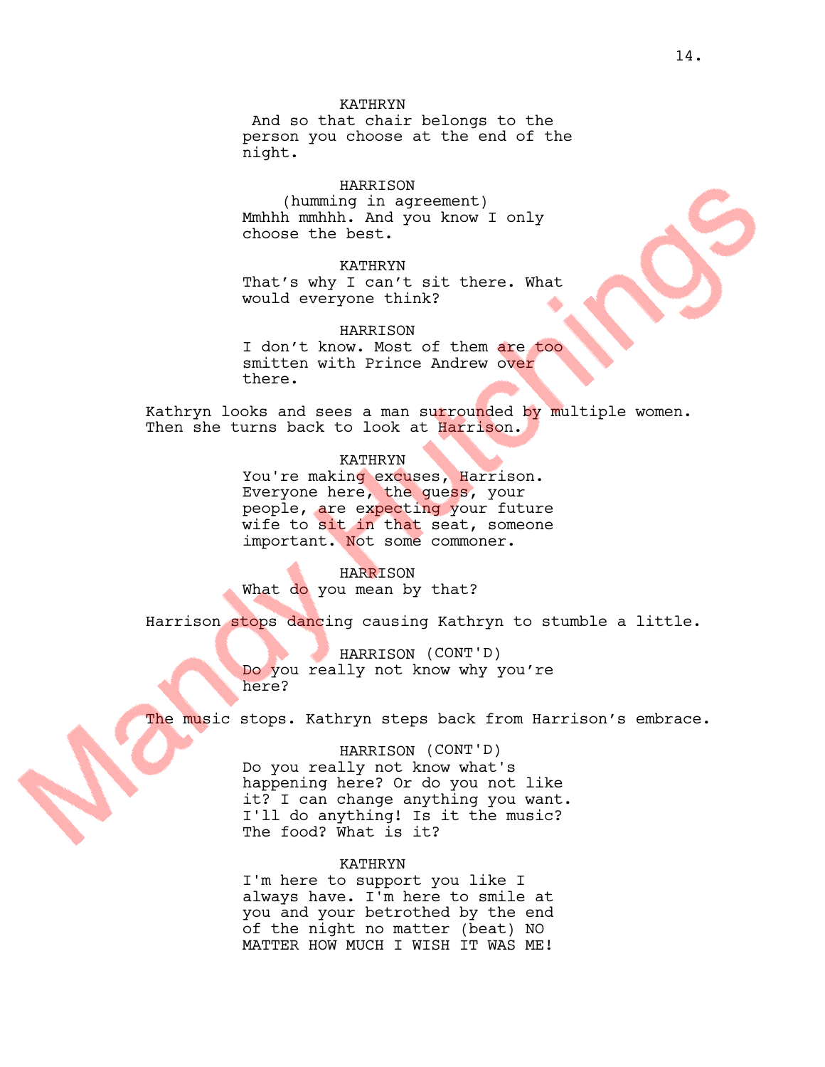KATHRYN
And so that chair belongs to the person you choose at the end of the night.

HARRISON
(humming in agreement)
Mmhhh mmhhh. And you know I only choose the best.

KATHRYN
That's why I can't sit there. What would everyone think?

HARRISON
I don't know. Most of them are too smitten with Prince Andrew over there.

Kathryn looks and sees a man surrounded by multiple women. Then she turns back to look at Harrison.

KATHRYN
You're making excuses, Harrison. Everyone here, the guess, your people, are expecting your future wife to sit in that seat, someone important. Not some commoner.

HARRISON
What do you mean by that?

Harrison stops dancing causing Kathryn to stumble a little.

HARRISON (CONT'D)
Do you really not know why you're here?

The music stops. Kathryn steps back from Harrison's embrace.

HARRISON (CONT'D)
Do you really not know what's happening here? Or do you not like it? I can change anything you want. I'll do anything! Is it the music? The food? What is it?

KATHRYN
I'm here to support you like I always have. I'm here to smile at you and your betrothed by the end of the night no matter (beat) NO MATTER HOW MUCH I WISH IT WAS ME!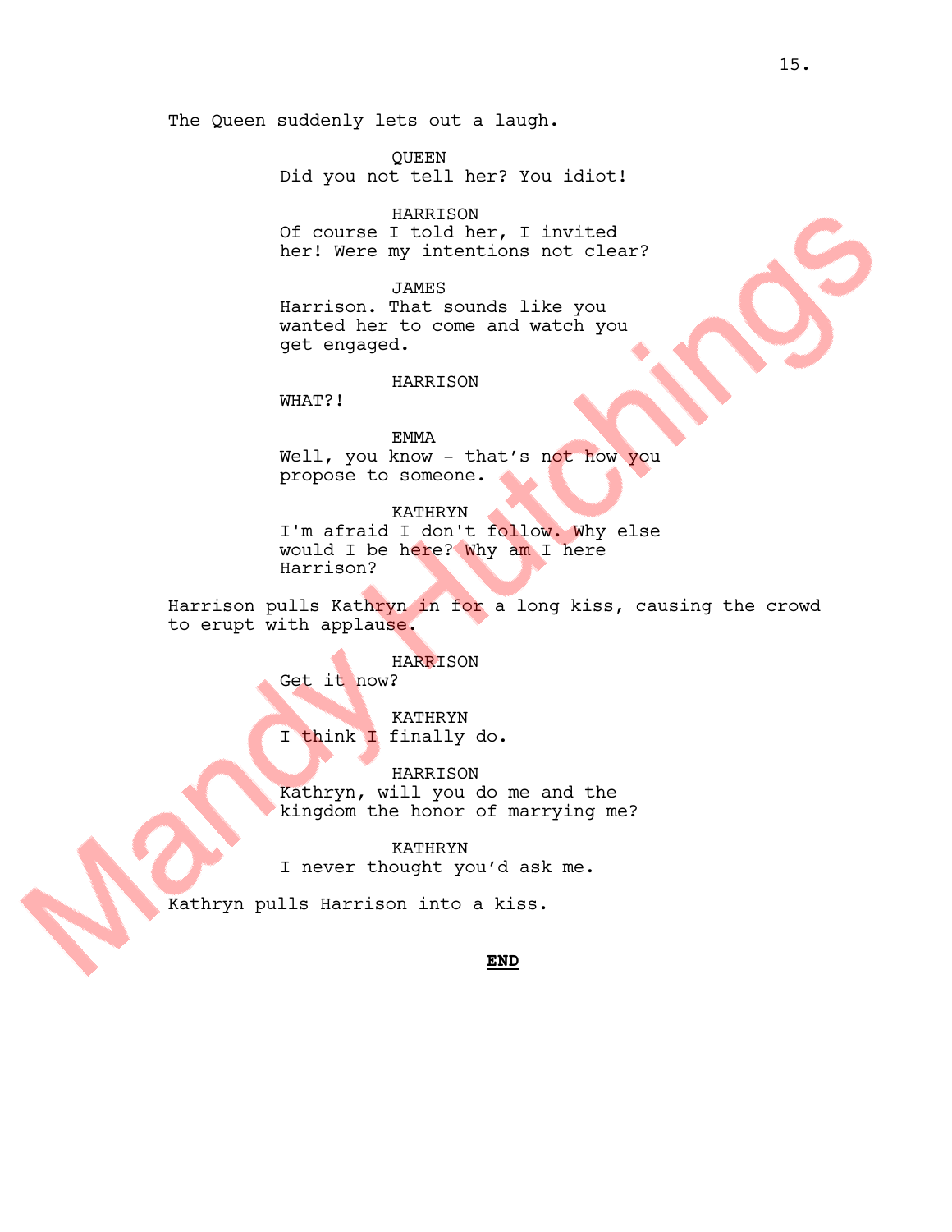The Queen suddenly lets out a laugh.

QUEEN
Did you not tell her? You idiot!

HARRISON
Of course I told her, I invited her! Were my intentions not clear?

JAMES
Harrison. That sounds like you wanted her to come and watch you get engaged.

HARRISON
WHAT?!

EMMA
Well, you know - that's not how you propose to someone.

KATHRYN
I'm afraid I don't follow. Why else would I be here? Why am I here Harrison?

Harrison pulls Kathryn in for a long kiss, causing the crowd to erupt with applause.

HARRISON
Get it now?

KATHRYN
I think I finally do.

HARRISON
Kathryn, will you do me and the kingdom the honor of marrying me?

KATHRYN
I never thought you'd ask me.

Kathryn pulls Harrison into a kiss.

**END**